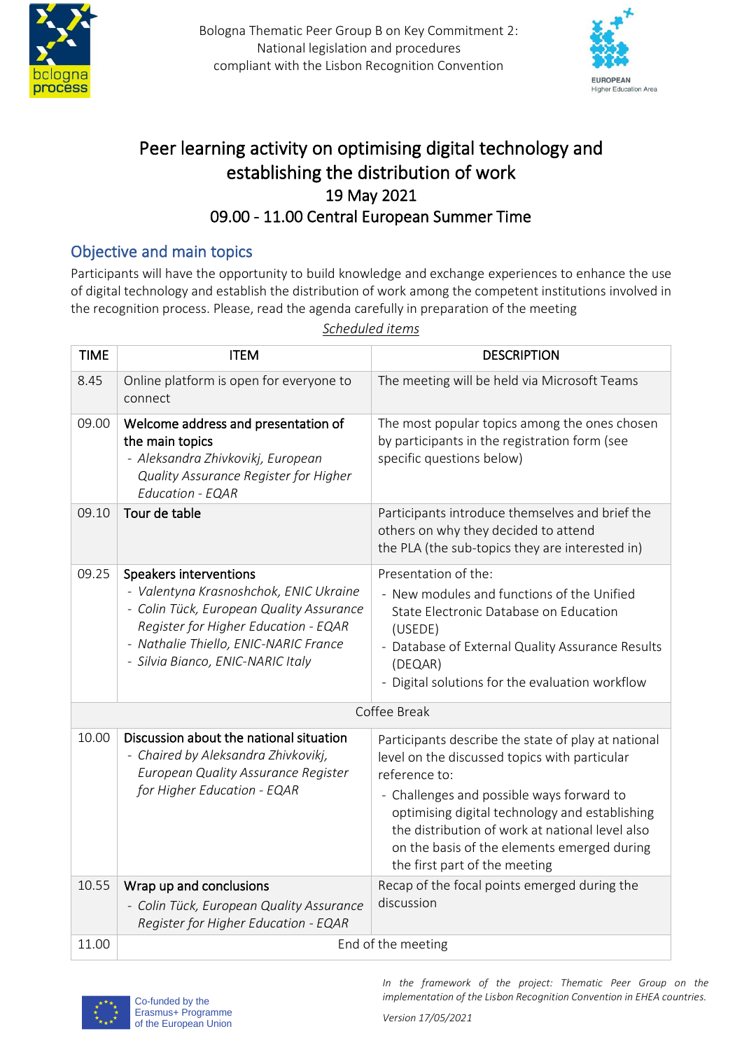Bologna Thematic Peer Group B on Key Commitment 2:
National legislation and procedures
compliant with the Lisbon Recognition Convention

# Peer learning activity on optimising digital technology and establishing the distribution of work

## 19 May 2021

## 09.00 - 11.00 Central European Summer Time

## Objective and main topics

Participants will have the opportunity to build knowledge and exchange experiences to enhance the use of digital technology and establish the distribution of work among the competent institutions involved in the recognition process. Please, read the agenda carefully in preparation of the meeting

*Scheduled items*

| TIME | ITEM | DESCRIPTION |
| --- | --- | --- |
| 8.45 | Online platform is open for everyone to connect | The meeting will be held via Microsoft Teams |
| 09.00 | **Welcome address and presentation of the main topics**<br>- *Aleksandra Zhivkovikj, European Quality Assurance Register for Higher Education - EQAR* | The most popular topics among the ones chosen by participants in the registration form (see specific questions below) |
| 09.10 | **Tour de table** | Participants introduce themselves and brief the others on why they decided to attend the PLA (the sub-topics they are interested in) |
| 09.25 | **Speakers interventions**<br>- *Valentyna Krasnoshchok, ENIC Ukraine*<br>- *Colin Tück, European Quality Assurance Register for Higher Education - EQAR*<br>- *Nathalie Thiello, ENIC-NARIC France*<br>- *Silvia Bianco, ENIC-NARIC Italy* | Presentation of the:<br>- New modules and functions of the Unified State Electronic Database on Education (USEDE)<br>- Database of External Quality Assurance Results (DEQAR)<br>- Digital solutions for the evaluation workflow |
| | Coffee Break | |
| 10.00 | **Discussion about the national situation**<br>- *Chaired by Aleksandra Zhivkovikj, European Quality Assurance Register for Higher Education - EQAR* | Participants describe the state of play at national level on the discussed topics with particular reference to:<br>- Challenges and possible ways forward to optimising digital technology and establishing the distribution of work at national level also on the basis of the elements emerged during the first part of the meeting |
| 10.55 | **Wrap up and conclusions**<br>- *Colin Tück, European Quality Assurance Register for Higher Education - EQAR* | Recap of the focal points emerged during the discussion |
| 11.00 | End of the meeting | |

Co-funded by the Erasmus+ Programme of the European Union

*In the framework of the project: Thematic Peer Group on the implementation of the Lisbon Recognition Convention in EHEA countries.*

*Version 17/05/2021*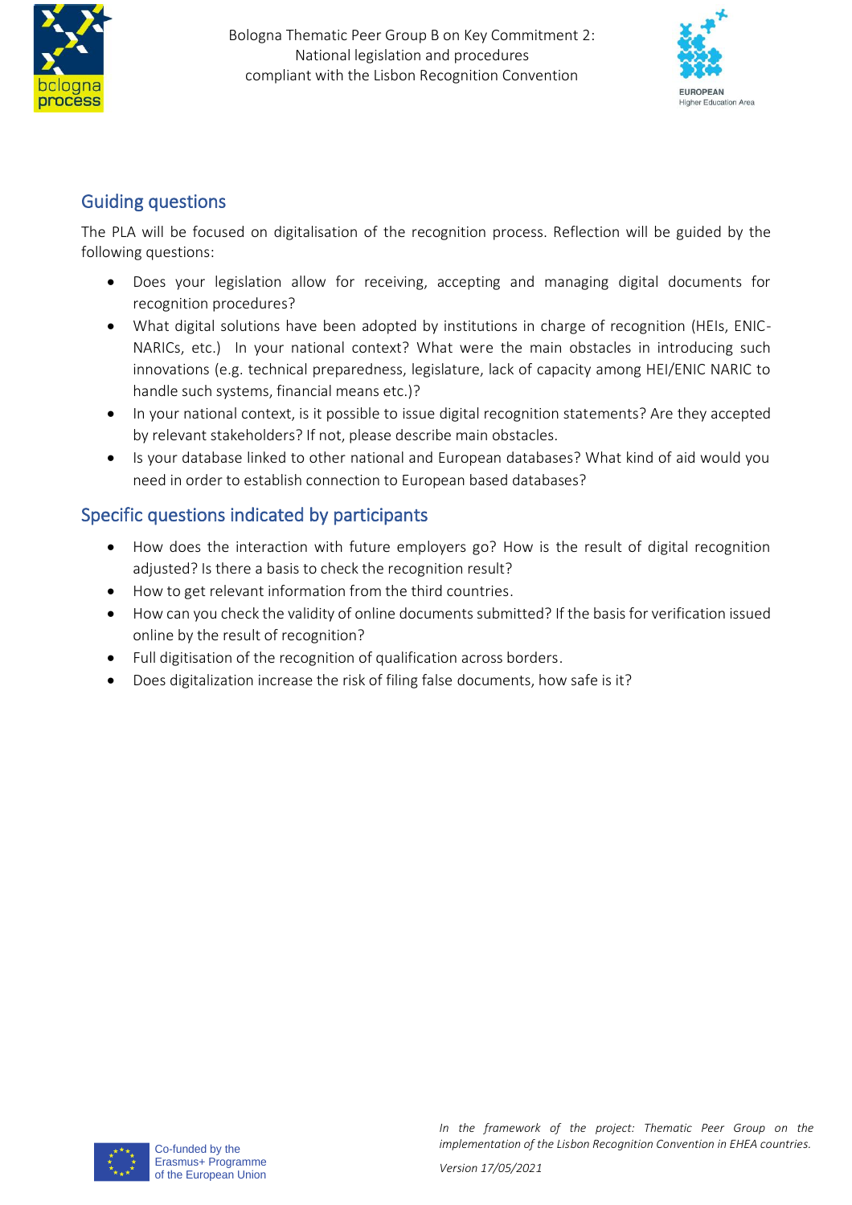## Guiding questions

The PLA will be focused on digitalisation of the recognition process. Reflection will be guided by the following questions:

- Does your legislation allow for receiving, accepting and managing digital documents for recognition procedures?
- What digital solutions have been adopted by institutions in charge of recognition (HEIs, ENIC-NARICs, etc.) In your national context? What were the main obstacles in introducing such innovations (e.g. technical preparedness, legislature, lack of capacity among HEI/ENIC NARIC to handle such systems, financial means etc.)?
- In your national context, is it possible to issue digital recognition statements? Are they accepted by relevant stakeholders? If not, please describe main obstacles.
- Is your database linked to other national and European databases? What kind of aid would you need in order to establish connection to European based databases?

## Specific questions indicated by participants

- How does the interaction with future employers go? How is the result of digital recognition adjusted? Is there a basis to check the recognition result?
- How to get relevant information from the third countries.
- How can you check the validity of online documents submitted? If the basis for verification issued online by the result of recognition?
- Full digitisation of the recognition of qualification across borders.
- Does digitalization increase the risk of filing false documents, how safe is it?